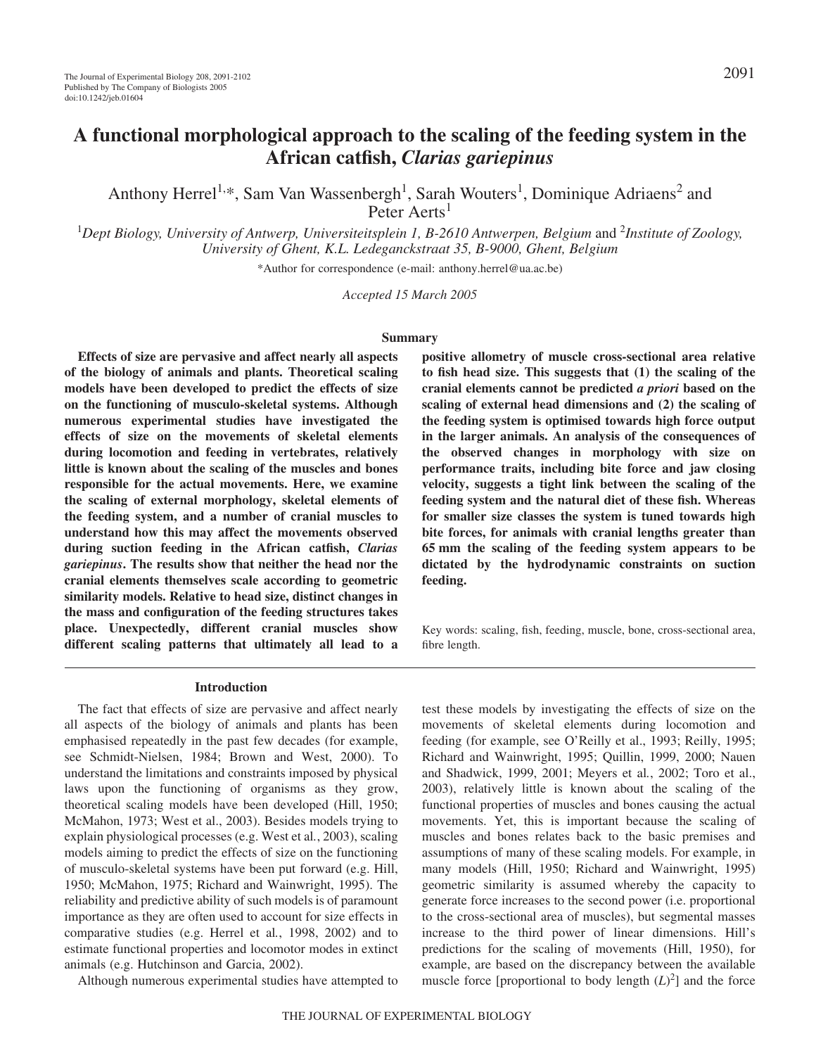# A functional morphological approach to the scaling of the feeding system in the African catfish, *Clarias gariepinus*

Anthony Herrel[1,*], Sam Van Wassenbergh[1], Sarah Wouters[1], Dominique Adriaens[2] and Peter Aerts[1]

[1]*Dept Biology, University of Antwerp, Universiteitsplein 1, B-2610 Antwerpen, Belgium* and [2]*Institute of Zoology, University of Ghent, K.L. Ledeganckstraat 35, B-9000, Ghent, Belgium*

*Author for correspondence (e-mail: anthony.herrel@ua.ac.be)

*Accepted 15 March 2005*

## Summary

**Effects of size are pervasive and affect nearly all aspects of the biology of animals and plants. Theoretical scaling models have been developed to predict the effects of size on the functioning of musculo-skeletal systems. Although numerous experimental studies have investigated the effects of size on the movements of skeletal elements during locomotion and feeding in vertebrates, relatively little is known about the scaling of the muscles and bones responsible for the actual movements. Here, we examine the scaling of external morphology, skeletal elements of the feeding system, and a number of cranial muscles to understand how this may affect the movements observed during suction feeding in the African catfish, *Clarias gariepinus*. The results show that neither the head nor the cranial elements themselves scale according to geometric similarity models. Relative to head size, distinct changes in the mass and configuration of the feeding structures takes place. Unexpectedly, different cranial muscles show different scaling patterns that ultimately all lead to a positive allometry of muscle cross-sectional area relative to fish head size. This suggests that (1) the scaling of the cranial elements cannot be predicted *a priori* based on the scaling of external head dimensions and (2) the scaling of the feeding system is optimised towards high force output in the larger animals. An analysis of the consequences of the observed changes in morphology with size on performance traits, including bite force and jaw closing velocity, suggests a tight link between the scaling of the feeding system and the natural diet of these fish. Whereas for smaller size classes the system is tuned towards high bite forces, for animals with cranial lengths greater than 65 mm the scaling of the feeding system appears to be dictated by the hydrodynamic constraints on suction feeding.**

Key words: scaling, fish, feeding, muscle, bone, cross-sectional area, fibre length.

## Introduction

The fact that effects of size are pervasive and affect nearly all aspects of the biology of animals and plants has been emphasised repeatedly in the past few decades (for example, see Schmidt-Nielsen, 1984; Brown and West, 2000). To understand the limitations and constraints imposed by physical laws upon the functioning of organisms as they grow, theoretical scaling models have been developed (Hill, 1950; McMahon, 1973; West et al., 2003). Besides models trying to explain physiological processes (e.g. West et al., 2003), scaling models aiming to predict the effects of size on the functioning of musculo-skeletal systems have been put forward (e.g. Hill, 1950; McMahon, 1975; Richard and Wainwright, 1995). The reliability and predictive ability of such models is of paramount importance as they are often used to account for size effects in comparative studies (e.g. Herrel et al., 1998, 2002) and to estimate functional properties and locomotor modes in extinct animals (e.g. Hutchinson and Garcia, 2002).

Although numerous experimental studies have attempted to test these models by investigating the effects of size on the movements of skeletal elements during locomotion and feeding (for example, see O'Reilly et al., 1993; Reilly, 1995; Richard and Wainwright, 1995; Quillin, 1999, 2000; Nauen and Shadwick, 1999, 2001; Meyers et al., 2002; Toro et al., 2003), relatively little is known about the scaling of the functional properties of muscles and bones causing the actual movements. Yet, this is important because the scaling of muscles and bones relates back to the basic premises and assumptions of many of these scaling models. For example, in many models (Hill, 1950; Richard and Wainwright, 1995) geometric similarity is assumed whereby the capacity to generate force increases to the second power (i.e. proportional to the cross-sectional area of muscles), but segmental masses increase to the third power of linear dimensions. Hill's predictions for the scaling of movements (Hill, 1950), for example, are based on the discrepancy between the available muscle force [proportional to body length $(L)^2$] and the force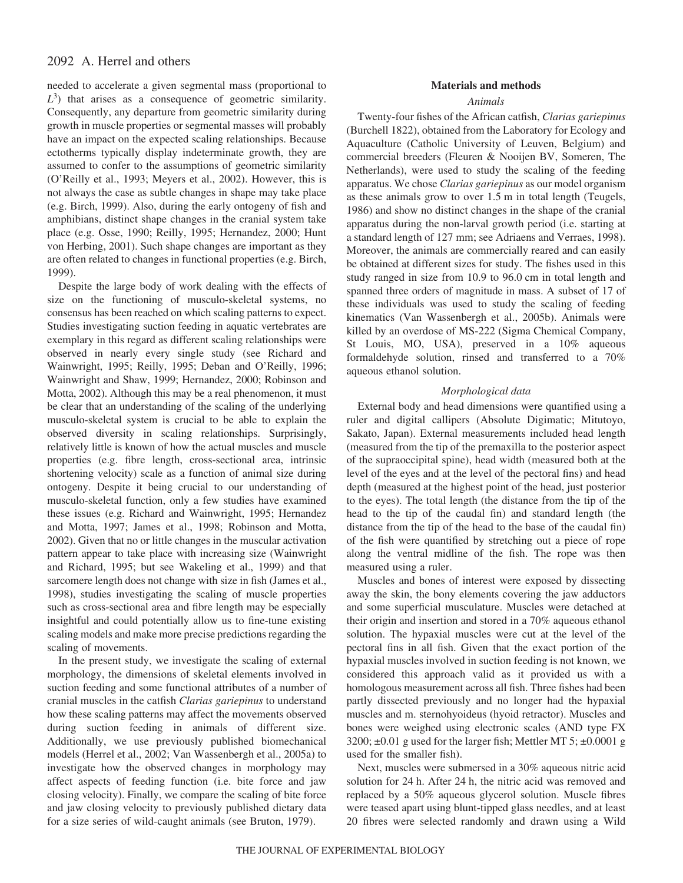needed to accelerate a given segmental mass (proportional to $L^3$) that arises as a consequence of geometric similarity. Consequently, any departure from geometric similarity during growth in muscle properties or segmental masses will probably have an impact on the expected scaling relationships. Because ectotherms typically display indeterminate growth, they are assumed to confer to the assumptions of geometric similarity (O'Reilly et al., 1993; Meyers et al., 2002). However, this is not always the case as subtle changes in shape may take place (e.g. Birch, 1999). Also, during the early ontogeny of fish and amphibians, distinct shape changes in the cranial system take place (e.g. Osse, 1990; Reilly, 1995; Hernandez, 2000; Hunt von Herbing, 2001). Such shape changes are important as they are often related to changes in functional properties (e.g. Birch, 1999).

Despite the large body of work dealing with the effects of size on the functioning of musculo-skeletal systems, no consensus has been reached on which scaling patterns to expect. Studies investigating suction feeding in aquatic vertebrates are exemplary in this regard as different scaling relationships were observed in nearly every single study (see Richard and Wainwright, 1995; Reilly, 1995; Deban and O'Reilly, 1996; Wainwright and Shaw, 1999; Hernandez, 2000; Robinson and Motta, 2002). Although this may be a real phenomenon, it must be clear that an understanding of the scaling of the underlying musculo-skeletal system is crucial to be able to explain the observed diversity in scaling relationships. Surprisingly, relatively little is known of how the actual muscles and muscle properties (e.g. fibre length, cross-sectional area, intrinsic shortening velocity) scale as a function of animal size during ontogeny. Despite it being crucial to our understanding of musculo-skeletal function, only a few studies have examined these issues (e.g. Richard and Wainwright, 1995; Hernandez and Motta, 1997; James et al., 1998; Robinson and Motta, 2002). Given that no or little changes in the muscular activation pattern appear to take place with increasing size (Wainwright and Richard, 1995; but see Wakeling et al., 1999) and that sarcomere length does not change with size in fish (James et al., 1998), studies investigating the scaling of muscle properties such as cross-sectional area and fibre length may be especially insightful and could potentially allow us to fine-tune existing scaling models and make more precise predictions regarding the scaling of movements.

In the present study, we investigate the scaling of external morphology, the dimensions of skeletal elements involved in suction feeding and some functional attributes of a number of cranial muscles in the catfish *Clarias gariepinus* to understand how these scaling patterns may affect the movements observed during suction feeding in animals of different size. Additionally, we use previously published biomechanical models (Herrel et al., 2002; Van Wassenbergh et al., 2005a) to investigate how the observed changes in morphology may affect aspects of feeding function (i.e. bite force and jaw closing velocity). Finally, we compare the scaling of bite force and jaw closing velocity to previously published dietary data for a size series of wild-caught animals (see Bruton, 1979).

## Materials and methods

### Animals

Twenty-four fishes of the African catfish, *Clarias gariepinus* (Burchell 1822), obtained from the Laboratory for Ecology and Aquaculture (Catholic University of Leuven, Belgium) and commercial breeders (Fleuren & Nooijen BV, Someren, The Netherlands), were used to study the scaling of the feeding apparatus. We chose *Clarias gariepinus* as our model organism as these animals grow to over 1.5 m in total length (Teugels, 1986) and show no distinct changes in the shape of the cranial apparatus during the non-larval growth period (i.e. starting at a standard length of 127 mm; see Adriaens and Verraes, 1998). Moreover, the animals are commercially reared and can easily be obtained at different sizes for study. The fishes used in this study ranged in size from 10.9 to 96.0 cm in total length and spanned three orders of magnitude in mass. A subset of 17 of these individuals was used to study the scaling of feeding kinematics (Van Wassenbergh et al., 2005b). Animals were killed by an overdose of MS-222 (Sigma Chemical Company, St Louis, MO, USA), preserved in a 10% aqueous formaldehyde solution, rinsed and transferred to a 70% aqueous ethanol solution.

### Morphological data

External body and head dimensions were quantified using a ruler and digital callipers (Absolute Digimatic; Mitutoyo, Sakato, Japan). External measurements included head length (measured from the tip of the premaxilla to the posterior aspect of the supraoccipital spine), head width (measured both at the level of the eyes and at the level of the pectoral fins) and head depth (measured at the highest point of the head, just posterior to the eyes). The total length (the distance from the tip of the head to the tip of the caudal fin) and standard length (the distance from the tip of the head to the base of the caudal fin) of the fish were quantified by stretching out a piece of rope along the ventral midline of the fish. The rope was then measured using a ruler.

Muscles and bones of interest were exposed by dissecting away the skin, the bony elements covering the jaw adductors and some superficial musculature. Muscles were detached at their origin and insertion and stored in a 70% aqueous ethanol solution. The hypaxial muscles were cut at the level of the pectoral fins in all fish. Given that the exact portion of the hypaxial muscles involved in suction feeding is not known, we considered this approach valid as it provided us with a homologous measurement across all fish. Three fishes had been partly dissected previously and no longer had the hypaxial muscles and m. sternohyoideus (hyoid retractor). Muscles and bones were weighed using electronic scales (AND type FX 3200; ±0.01 g used for the larger fish; Mettler MT 5; ±0.0001 g used for the smaller fish).

Next, muscles were submersed in a 30% aqueous nitric acid solution for 24 h. After 24 h, the nitric acid was removed and replaced by a 50% aqueous glycerol solution. Muscle fibres were teased apart using blunt-tipped glass needles, and at least 20 fibres were selected randomly and drawn using a Wild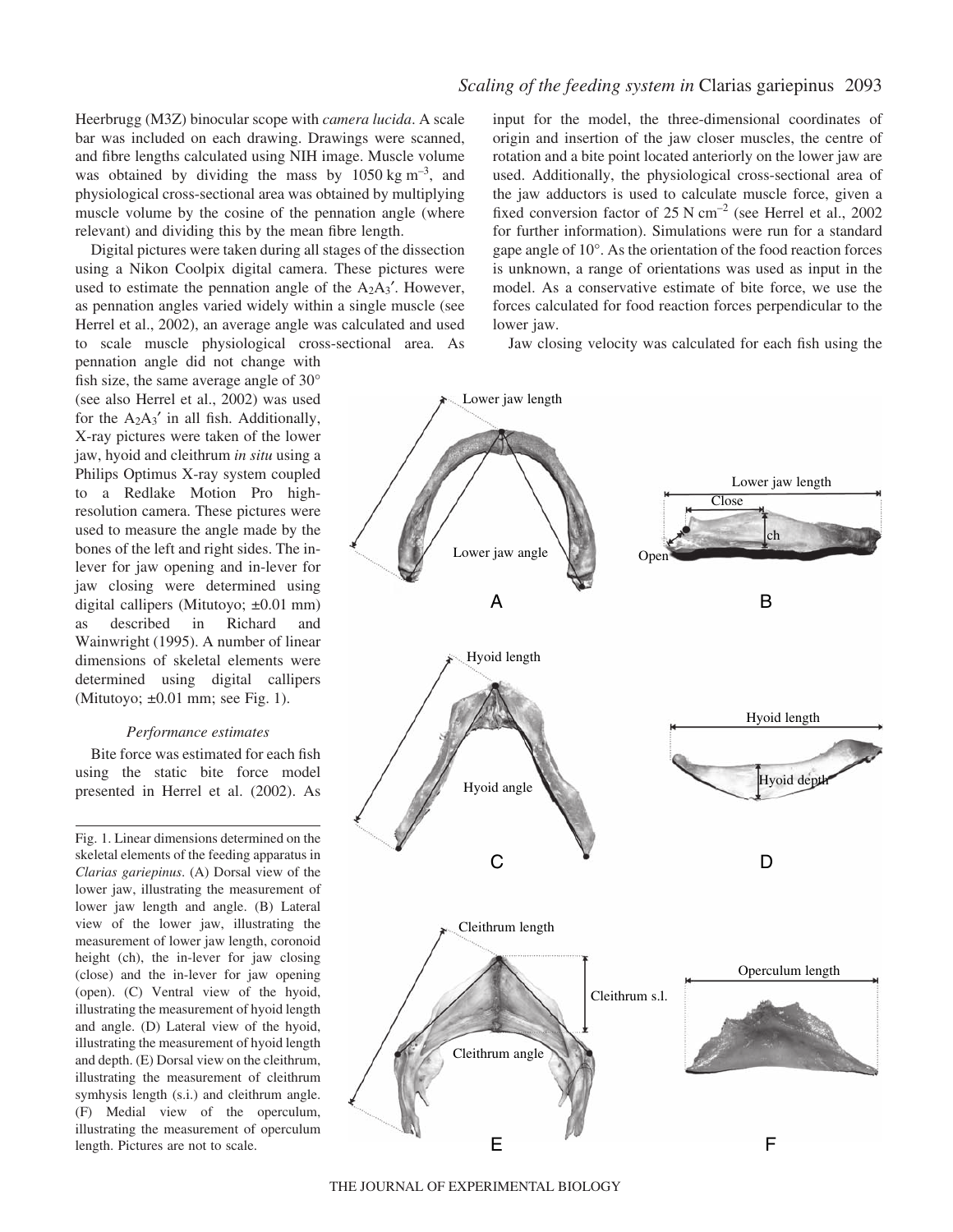Heerbrugg (M3Z) binocular scope with *camera lucida*. A scale bar was included on each drawing. Drawings were scanned, and fibre lengths calculated using NIH image. Muscle volume was obtained by dividing the mass by $1050\ \mathrm{kg\ m^{-3}}$, and physiological cross-sectional area was obtained by multiplying muscle volume by the cosine of the pennation angle (where relevant) and dividing this by the mean fibre length.

Digital pictures were taken during all stages of the dissection using a Nikon Coolpix digital camera. These pictures were used to estimate the pennation angle of the $A_2A_3'$. However, as pennation angles varied widely within a single muscle (see Herrel et al., 2002), an average angle was calculated and used to scale muscle physiological cross-sectional area. As pennation angle did not change with fish size, the same average angle of 30° (see also Herrel et al., 2002) was used for the $A_2A_3'$ in all fish. Additionally, X-ray pictures were taken of the lower jaw, hyoid and cleithrum *in situ* using a Philips Optimus X-ray system coupled to a Redlake Motion Pro high-resolution camera. These pictures were used to measure the angle made by the bones of the left and right sides. The in-lever for jaw opening and in-lever for jaw closing were determined using digital callipers (Mitutoyo; ±0.01 mm) as described in Richard and Wainwright (1995). A number of linear dimensions of skeletal elements were determined using digital callipers (Mitutoyo; ±0.01 mm; see Fig. 1).

### Performance estimates

Bite force was estimated for each fish using the static bite force model presented in Herrel et al. (2002). As input for the model, the three-dimensional coordinates of origin and insertion of the jaw closer muscles, the centre of rotation and a bite point located anteriorly on the lower jaw are used. Additionally, the physiological cross-sectional area of the jaw adductors is used to calculate muscle force, given a fixed conversion factor of $25\ \mathrm{N\ cm^{-2}}$ (see Herrel et al., 2002 for further information). Simulations were run for a standard gape angle of 10°. As the orientation of the food reaction forces is unknown, a range of orientations was used as input in the model. As a conservative estimate of bite force, we use the forces calculated for food reaction forces perpendicular to the lower jaw.

Jaw closing velocity was calculated for each fish using the

Fig. 1. Linear dimensions determined on the skeletal elements of the feeding apparatus in *Clarias gariepinus*. (A) Dorsal view of the lower jaw, illustrating the measurement of lower jaw length and angle. (B) Lateral view of the lower jaw, illustrating the measurement of lower jaw length, coronoid height (ch), the in-lever for jaw closing (close) and the in-lever for jaw opening (open). (C) Ventral view of the hyoid, illustrating the measurement of hyoid length and angle. (D) Lateral view of the hyoid, illustrating the measurement of hyoid length and depth. (E) Dorsal view on the cleithrum, illustrating the measurement of cleithrum symhysis length (s.i.) and cleithrum angle. (F) Medial view of the operculum, illustrating the measurement of operculum length. Pictures are not to scale.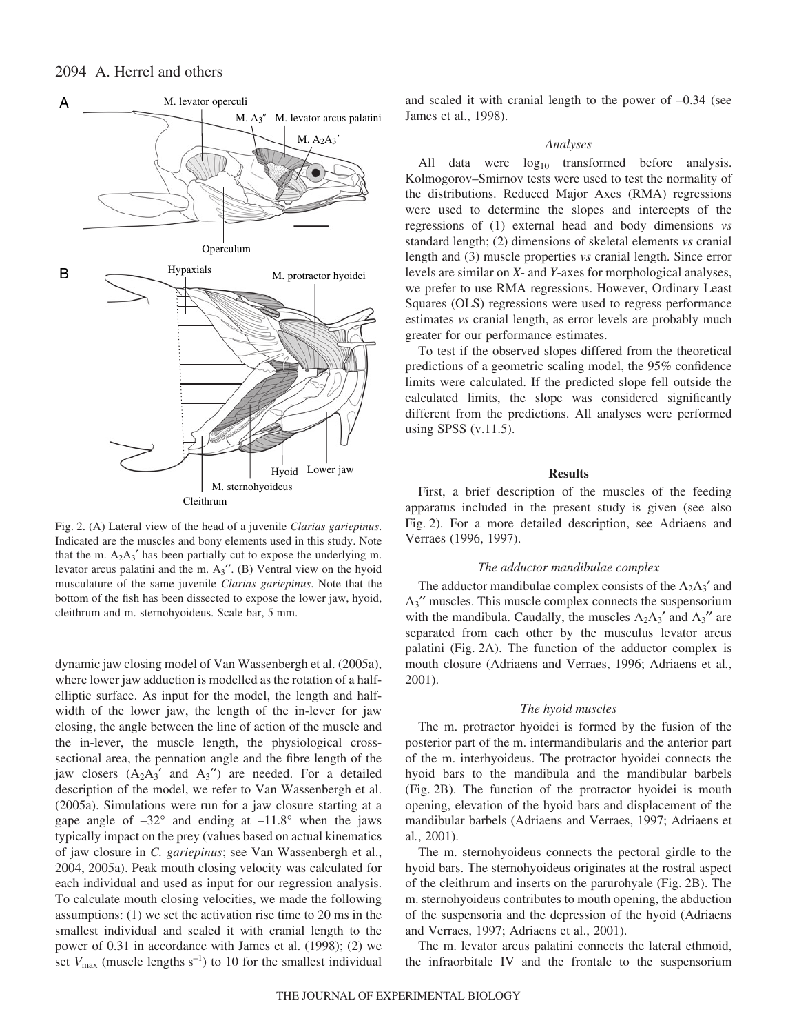Fig. 2. (A) Lateral view of the head of a juvenile *Clarias gariepinus*. Indicated are the muscles and bony elements used in this study. Note that the m. $A_2A_3'$ has been partially cut to expose the underlying m. levator arcus palatini and the m. $A_3''$. (B) Ventral view on the hyoid musculature of the same juvenile *Clarias gariepinus*. Note that the bottom of the fish has been dissected to expose the lower jaw, hyoid, cleithrum and m. sternohyoideus. Scale bar, 5 mm.

dynamic jaw closing model of Van Wassenbergh et al. (2005a), where lower jaw adduction is modelled as the rotation of a half-elliptic surface. As input for the model, the length and half-width of the lower jaw, the length of the in-lever for jaw closing, the angle between the line of action of the muscle and the in-lever, the muscle length, the physiological cross-sectional area, the pennation angle and the fibre length of the jaw closers ($A_2A_3'$ and $A_3''$) are needed. For a detailed description of the model, we refer to Van Wassenbergh et al. (2005a). Simulations were run for a jaw closure starting at a gape angle of $-32°$ and ending at $-11.8°$ when the jaws typically impact on the prey (values based on actual kinematics of jaw closure in *C. gariepinus*; see Van Wassenbergh et al., 2004, 2005a). Peak mouth closing velocity was calculated for each individual and used as input for our regression analysis. To calculate mouth closing velocities, we made the following assumptions: (1) we set the activation rise time to 20 ms in the smallest individual and scaled it with cranial length to the power of 0.31 in accordance with James et al. (1998); (2) we set $V_{max}$ (muscle lengths $s^{-1}$) to 10 for the smallest individual and scaled it with cranial length to the power of $-0.34$ (see James et al., 1998).

### *Analyses*

All data were $\log_{10}$ transformed before analysis. Kolmogorov–Smirnov tests were used to test the normality of the distributions. Reduced Major Axes (RMA) regressions were used to determine the slopes and intercepts of the regressions of (1) external head and body dimensions *vs* standard length; (2) dimensions of skeletal elements *vs* cranial length and (3) muscle properties *vs* cranial length. Since error levels are similar on *X*- and *Y*-axes for morphological analyses, we prefer to use RMA regressions. However, Ordinary Least Squares (OLS) regressions were used to regress performance estimates *vs* cranial length, as error levels are probably much greater for our performance estimates.

To test if the observed slopes differed from the theoretical predictions of a geometric scaling model, the 95% confidence limits were calculated. If the predicted slope fell outside the calculated limits, the slope was considered significantly different from the predictions. All analyses were performed using SPSS (v.11.5).

## Results

First, a brief description of the muscles of the feeding apparatus included in the present study is given (see also Fig. 2). For a more detailed description, see Adriaens and Verraes (1996, 1997).

### *The adductor mandibulae complex*

The adductor mandibulae complex consists of the $A_2A_3'$ and $A_3''$ muscles. This muscle complex connects the suspensorium with the mandibula. Caudally, the muscles $A_2A_3'$ and $A_3''$ are separated from each other by the musculus levator arcus palatini (Fig. 2A). The function of the adductor complex is mouth closure (Adriaens and Verraes, 1996; Adriaens et al., 2001).

### *The hyoid muscles*

The m. protractor hyoidei is formed by the fusion of the posterior part of the m. intermandibularis and the anterior part of the m. interhyoideus. The protractor hyoidei connects the hyoid bars to the mandibula and the mandibular barbels (Fig. 2B). The function of the protractor hyoidei is mouth opening, elevation of the hyoid bars and displacement of the mandibular barbels (Adriaens and Verraes, 1997; Adriaens et al., 2001).

The m. sternohyoideus connects the pectoral girdle to the hyoid bars. The sternohyoideus originates at the rostral aspect of the cleithrum and inserts on the parurohyale (Fig. 2B). The m. sternohyoideus contributes to mouth opening, the abduction of the suspensoria and the depression of the hyoid (Adriaens and Verraes, 1997; Adriaens et al., 2001).

The m. levator arcus palatini connects the lateral ethmoid, the infraorbitale IV and the frontale to the suspensorium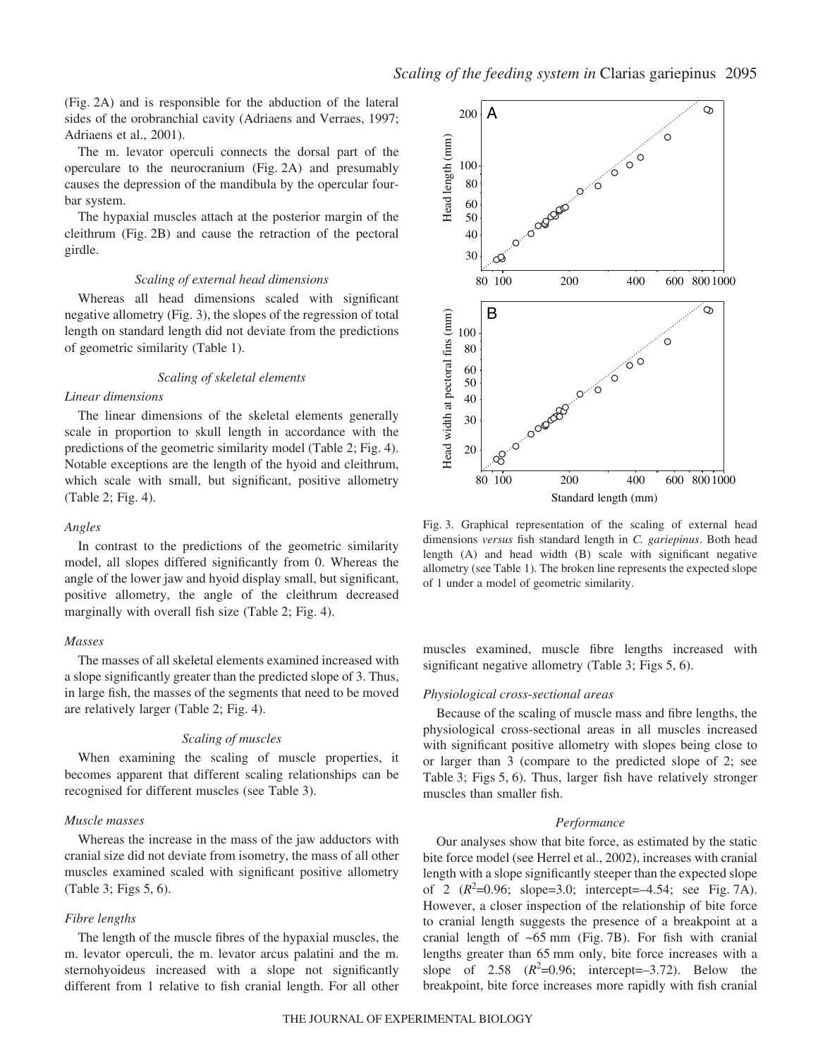(Fig. 2A) and is responsible for the abduction of the lateral sides of the orobranchial cavity (Adriaens and Verraes, 1997; Adriaens et al., 2001).

The m. levator operculi connects the dorsal part of the operculare to the neurocranium (Fig. 2A) and presumably causes the depression of the mandibula by the opercular four-bar system.

The hypaxial muscles attach at the posterior margin of the cleithrum (Fig. 2B) and cause the retraction of the pectoral girdle.

### *Scaling of external head dimensions*

Whereas all head dimensions scaled with significant negative allometry (Fig. 3), the slopes of the regression of total length on standard length did not deviate from the predictions of geometric similarity (Table 1).

### *Scaling of skeletal elements*

#### *Linear dimensions*

The linear dimensions of the skeletal elements generally scale in proportion to skull length in accordance with the predictions of the geometric similarity model (Table 2; Fig. 4). Notable exceptions are the length of the hyoid and cleithrum, which scale with small, but significant, positive allometry (Table 2; Fig. 4).

#### *Angles*

In contrast to the predictions of the geometric similarity model, all slopes differed significantly from 0. Whereas the angle of the lower jaw and hyoid display small, but significant, positive allometry, the angle of the cleithrum decreased marginally with overall fish size (Table 2; Fig. 4).

#### *Masses*

The masses of all skeletal elements examined increased with a slope significantly greater than the predicted slope of 3. Thus, in large fish, the masses of the segments that need to be moved are relatively larger (Table 2; Fig. 4).

### *Scaling of muscles*

When examining the scaling of muscle properties, it becomes apparent that different scaling relationships can be recognised for different muscles (see Table 3).

#### *Muscle masses*

Whereas the increase in the mass of the jaw adductors with cranial size did not deviate from isometry, the mass of all other muscles examined scaled with significant positive allometry (Table 3; Figs 5, 6).

#### *Fibre lengths*

The length of the muscle fibres of the hypaxial muscles, the m. levator operculi, the m. levator arcus palatini and the m. sternohyoideus increased with a slope not significantly different from 1 relative to fish cranial length. For all other muscles examined, muscle fibre lengths increased with significant negative allometry (Table 3; Figs 5, 6).

Fig. 3. Graphical representation of the scaling of external head dimensions *versus* fish standard length in *C. gariepinus*. Both head length (A) and head width (B) scale with significant negative allometry (see Table 1). The broken line represents the expected slope of 1 under a model of geometric similarity.

#### *Physiological cross-sectional areas*

Because of the scaling of muscle mass and fibre lengths, the physiological cross-sectional areas in all muscles increased with significant positive allometry with slopes being close to or larger than 3 (compare to the predicted slope of 2; see Table 3; Figs 5, 6). Thus, larger fish have relatively stronger muscles than smaller fish.

### *Performance*

Our analyses show that bite force, as estimated by the static bite force model (see Herrel et al., 2002), increases with cranial length with a slope significantly steeper than the expected slope of 2 ($R^2$=0.96; slope=3.0; intercept=–4.54; see Fig. 7A). However, a closer inspection of the relationship of bite force to cranial length suggests the presence of a breakpoint at a cranial length of ~65 mm (Fig. 7B). For fish with cranial lengths greater than 65 mm only, bite force increases with a slope of 2.58 ($R^2$=0.96; intercept=–3.72). Below the breakpoint, bite force increases more rapidly with fish cranial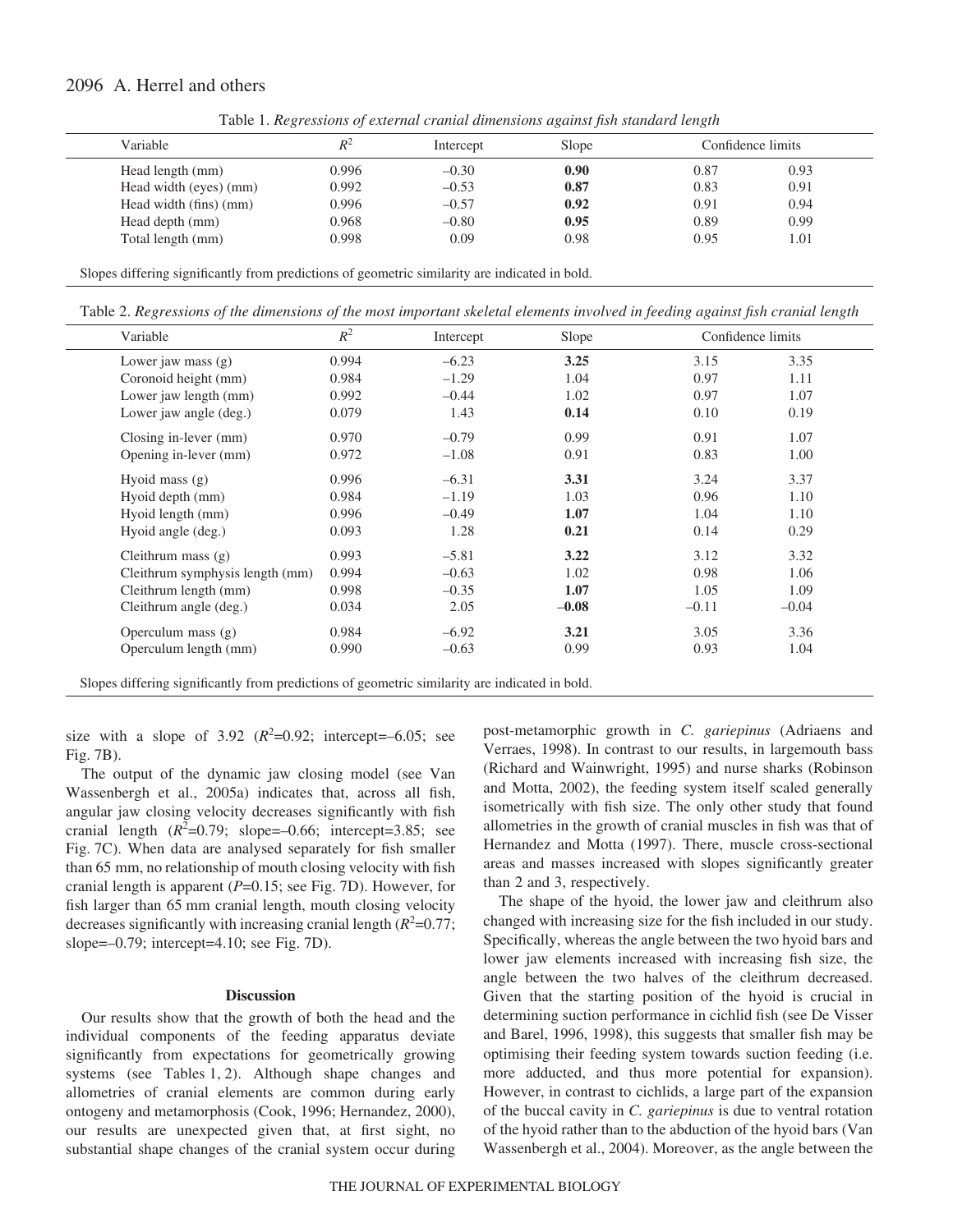Table 1. *Regressions of external cranial dimensions against fish standard length*

| Variable | $R^2$ | Intercept | Slope | Confidence limits | |
|---|---|---|---|---|---|
| Head length (mm) | 0.996 | –0.30 | **0.90** | 0.87 | 0.93 |
| Head width (eyes) (mm) | 0.992 | –0.53 | **0.87** | 0.83 | 0.91 |
| Head width (fins) (mm) | 0.996 | –0.57 | **0.92** | 0.91 | 0.94 |
| Head depth (mm) | 0.968 | –0.80 | **0.95** | 0.89 | 0.99 |
| Total length (mm) | 0.998 | 0.09 | 0.98 | 0.95 | 1.01 |

Slopes differing significantly from predictions of geometric similarity are indicated in bold.

Table 2. *Regressions of the dimensions of the most important skeletal elements involved in feeding against fish cranial length*

| Variable | $R^2$ | Intercept | Slope | Confidence limits | |
|---|---|---|---|---|---|
| Lower jaw mass (g) | 0.994 | –6.23 | **3.25** | 3.15 | 3.35 |
| Coronoid height (mm) | 0.984 | –1.29 | 1.04 | 0.97 | 1.11 |
| Lower jaw length (mm) | 0.992 | –0.44 | 1.02 | 0.97 | 1.07 |
| Lower jaw angle (deg.) | 0.079 | 1.43 | **0.14** | 0.10 | 0.19 |
| Closing in-lever (mm) | 0.970 | –0.79 | 0.99 | 0.91 | 1.07 |
| Opening in-lever (mm) | 0.972 | –1.08 | 0.91 | 0.83 | 1.00 |
| Hyoid mass (g) | 0.996 | –6.31 | **3.31** | 3.24 | 3.37 |
| Hyoid depth (mm) | 0.984 | –1.19 | 1.03 | 0.96 | 1.10 |
| Hyoid length (mm) | 0.996 | –0.49 | **1.07** | 1.04 | 1.10 |
| Hyoid angle (deg.) | 0.093 | 1.28 | **0.21** | 0.14 | 0.29 |
| Cleithrum mass (g) | 0.993 | –5.81 | **3.22** | 3.12 | 3.32 |
| Cleithrum symphysis length (mm) | 0.994 | –0.63 | 1.02 | 0.98 | 1.06 |
| Cleithrum length (mm) | 0.998 | –0.35 | **1.07** | 1.05 | 1.09 |
| Cleithrum angle (deg.) | 0.034 | 2.05 | **–0.08** | –0.11 | –0.04 |
| Operculum mass (g) | 0.984 | –6.92 | **3.21** | 3.05 | 3.36 |
| Operculum length (mm) | 0.990 | –0.63 | 0.99 | 0.93 | 1.04 |

Slopes differing significantly from predictions of geometric similarity are indicated in bold.

size with a slope of 3.92 ($R^2$=0.92; intercept=–6.05; see Fig. 7B).

The output of the dynamic jaw closing model (see Van Wassenbergh et al., 2005a) indicates that, across all fish, angular jaw closing velocity decreases significantly with fish cranial length ($R^2$=0.79; slope=–0.66; intercept=3.85; see Fig. 7C). When data are analysed separately for fish smaller than 65 mm, no relationship of mouth closing velocity with fish cranial length is apparent ($P$=0.15; see Fig. 7D). However, for fish larger than 65 mm cranial length, mouth closing velocity decreases significantly with increasing cranial length ($R^2$=0.77; slope=–0.79; intercept=4.10; see Fig. 7D).

## Discussion

Our results show that the growth of both the head and the individual components of the feeding apparatus deviate significantly from expectations for geometrically growing systems (see Tables 1, 2). Although shape changes and allometries of cranial elements are common during early ontogeny and metamorphosis (Cook, 1996; Hernandez, 2000), our results are unexpected given that, at first sight, no substantial shape changes of the cranial system occur during post-metamorphic growth in *C. gariepinus* (Adriaens and Verraes, 1998). In contrast to our results, in largemouth bass (Richard and Wainwright, 1995) and nurse sharks (Robinson and Motta, 2002), the feeding system itself scaled generally isometrically with fish size. The only other study that found allometries in the growth of cranial muscles in fish was that of Hernandez and Motta (1997). There, muscle cross-sectional areas and masses increased with slopes significantly greater than 2 and 3, respectively.

The shape of the hyoid, the lower jaw and cleithrum also changed with increasing size for the fish included in our study. Specifically, whereas the angle between the two hyoid bars and lower jaw elements increased with increasing fish size, the angle between the two halves of the cleithrum decreased. Given that the starting position of the hyoid is crucial in determining suction performance in cichlid fish (see De Visser and Barel, 1996, 1998), this suggests that smaller fish may be optimising their feeding system towards suction feeding (i.e. more adducted, and thus more potential for expansion). However, in contrast to cichlids, a large part of the expansion of the buccal cavity in *C. gariepinus* is due to ventral rotation of the hyoid rather than to the abduction of the hyoid bars (Van Wassenbergh et al., 2004). Moreover, as the angle between the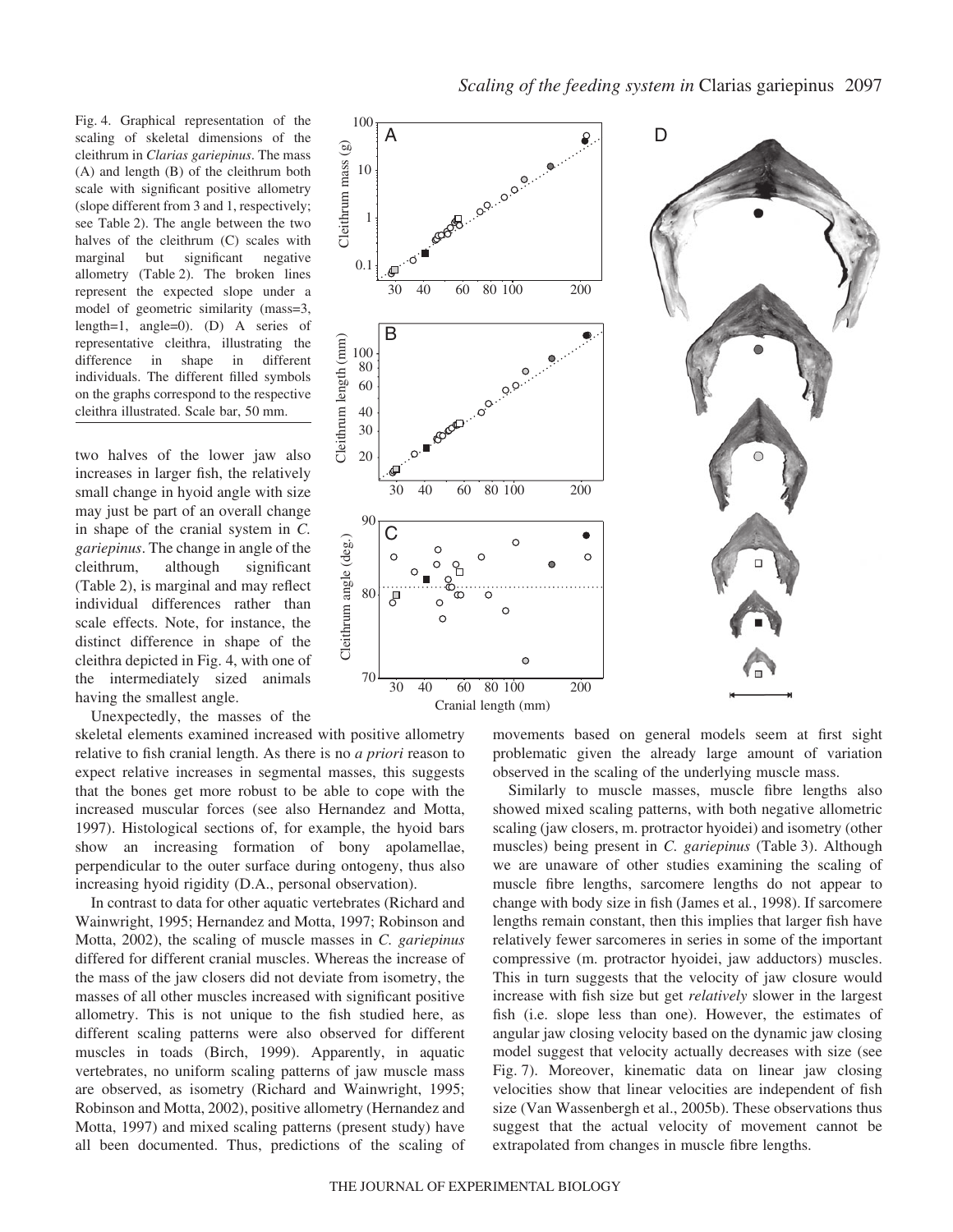Fig. 4. Graphical representation of the scaling of skeletal dimensions of the cleithrum in *Clarias gariepinus*. The mass (A) and length (B) of the cleithrum both scale with significant positive allometry (slope different from 3 and 1, respectively; see Table 2). The angle between the two halves of the cleithrum (C) scales with marginal but significant negative allometry (Table 2). The broken lines represent the expected slope under a model of geometric similarity (mass=3, length=1, angle=0). (D) A series of representative cleithra, illustrating the difference in shape in different individuals. The different filled symbols on the graphs correspond to the respective cleithra illustrated. Scale bar, 50 mm.

two halves of the lower jaw also increases in larger fish, the relatively small change in hyoid angle with size may just be part of an overall change in shape of the cranial system in *C. gariepinus*. The change in angle of the cleithrum, although significant (Table 2), is marginal and may reflect individual differences rather than scale effects. Note, for instance, the distinct difference in shape of the cleithra depicted in Fig. 4, with one of the intermediately sized animals having the smallest angle.

Unexpectedly, the masses of the skeletal elements examined increased with positive allometry relative to fish cranial length. As there is no *a priori* reason to expect relative increases in segmental masses, this suggests that the bones get more robust to be able to cope with the increased muscular forces (see also Hernandez and Motta, 1997). Histological sections of, for example, the hyoid bars show an increasing formation of bony apolamellae, perpendicular to the outer surface during ontogeny, thus also increasing hyoid rigidity (D.A., personal observation).

In contrast to data for other aquatic vertebrates (Richard and Wainwright, 1995; Hernandez and Motta, 1997; Robinson and Motta, 2002), the scaling of muscle masses in *C. gariepinus* differed for different cranial muscles. Whereas the increase of the mass of the jaw closers did not deviate from isometry, the masses of all other muscles increased with significant positive allometry. This is not unique to the fish studied here, as different scaling patterns were also observed for different muscles in toads (Birch, 1999). Apparently, in aquatic vertebrates, no uniform scaling patterns of jaw muscle mass are observed, as isometry (Richard and Wainwright, 1995; Robinson and Motta, 2002), positive allometry (Hernandez and Motta, 1997) and mixed scaling patterns (present study) have all been documented. Thus, predictions of the scaling of movements based on general models seem at first sight problematic given the already large amount of variation observed in the scaling of the underlying muscle mass.

Similarly to muscle masses, muscle fibre lengths also showed mixed scaling patterns, with both negative allometric scaling (jaw closers, m. protractor hyoidei) and isometry (other muscles) being present in *C. gariepinus* (Table 3). Although we are unaware of other studies examining the scaling of muscle fibre lengths, sarcomere lengths do not appear to change with body size in fish (James et al., 1998). If sarcomere lengths remain constant, then this implies that larger fish have relatively fewer sarcomeres in series in some of the important compressive (m. protractor hyoidei, jaw adductors) muscles. This in turn suggests that the velocity of jaw closure would increase with fish size but get *relatively* slower in the largest fish (i.e. slope less than one). However, the estimates of angular jaw closing velocity based on the dynamic jaw closing model suggest that velocity actually decreases with size (see Fig. 7). Moreover, kinematic data on linear jaw closing velocities show that linear velocities are independent of fish size (Van Wassenbergh et al., 2005b). These observations thus suggest that the actual velocity of movement cannot be extrapolated from changes in muscle fibre lengths.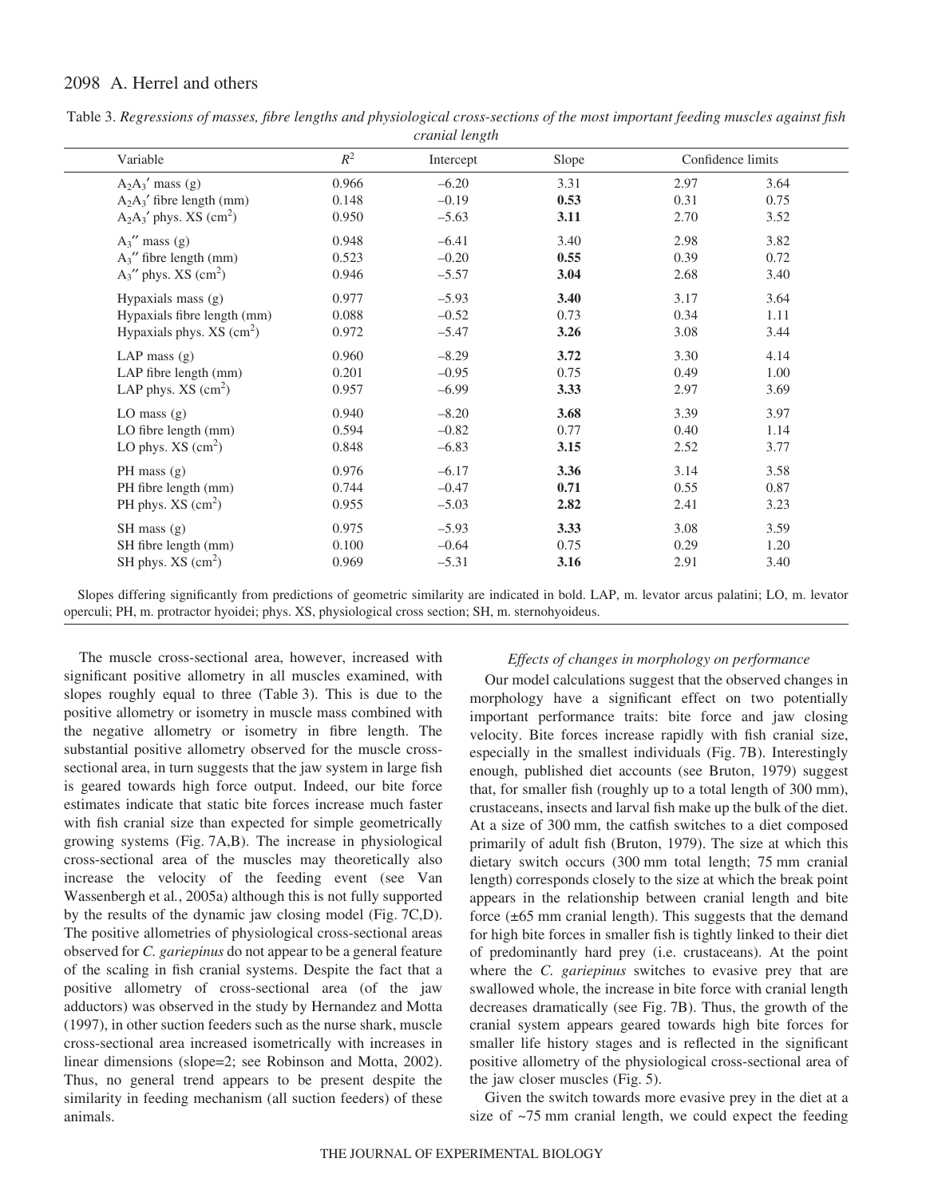Table 3. *Regressions of masses, fibre lengths and physiological cross-sections of the most important feeding muscles against fish cranial length*

| Variable | $R^2$ | Intercept | Slope | Confidence limits | |
|---|---|---|---|---|---|
| $A_2A_3'$ mass (g) | 0.966 | –6.20 | 3.31 | 2.97 | 3.64 |
| $A_2A_3'$ fibre length (mm) | 0.148 | –0.19 | **0.53** | 0.31 | 0.75 |
| $A_2A_3'$ phys. XS (cm$^2$) | 0.950 | –5.63 | **3.11** | 2.70 | 3.52 |
| $A_3''$ mass (g) | 0.948 | –6.41 | 3.40 | 2.98 | 3.82 |
| $A_3''$ fibre length (mm) | 0.523 | –0.20 | **0.55** | 0.39 | 0.72 |
| $A_3''$ phys. XS (cm$^2$) | 0.946 | –5.57 | **3.04** | 2.68 | 3.40 |
| Hypaxials mass (g) | 0.977 | –5.93 | **3.40** | 3.17 | 3.64 |
| Hypaxials fibre length (mm) | 0.088 | –0.52 | 0.73 | 0.34 | 1.11 |
| Hypaxials phys. XS (cm$^2$) | 0.972 | –5.47 | **3.26** | 3.08 | 3.44 |
| LAP mass (g) | 0.960 | –8.29 | **3.72** | 3.30 | 4.14 |
| LAP fibre length (mm) | 0.201 | –0.95 | 0.75 | 0.49 | 1.00 |
| LAP phys. XS (cm$^2$) | 0.957 | –6.99 | **3.33** | 2.97 | 3.69 |
| LO mass (g) | 0.940 | –8.20 | **3.68** | 3.39 | 3.97 |
| LO fibre length (mm) | 0.594 | –0.82 | 0.77 | 0.40 | 1.14 |
| LO phys. XS (cm$^2$) | 0.848 | –6.83 | **3.15** | 2.52 | 3.77 |
| PH mass (g) | 0.976 | –6.17 | **3.36** | 3.14 | 3.58 |
| PH fibre length (mm) | 0.744 | –0.47 | **0.71** | 0.55 | 0.87 |
| PH phys. XS (cm$^2$) | 0.955 | –5.03 | 2.82 | 2.41 | 3.23 |
| SH mass (g) | 0.975 | –5.93 | **3.33** | 3.08 | 3.59 |
| SH fibre length (mm) | 0.100 | –0.64 | 0.75 | 0.29 | 1.20 |
| SH phys. XS (cm$^2$) | 0.969 | –5.31 | **3.16** | 2.91 | 3.40 |

Slopes differing significantly from predictions of geometric similarity are indicated in bold. LAP, m. levator arcus palatini; LO, m. levator operculi; PH, m. protractor hyoidei; phys. XS, physiological cross section; SH, m. sternohyoideus.

The muscle cross-sectional area, however, increased with significant positive allometry in all muscles examined, with slopes roughly equal to three (Table 3). This is due to the positive allometry or isometry in muscle mass combined with the negative allometry or isometry in fibre length. The substantial positive allometry observed for the muscle cross-sectional area, in turn suggests that the jaw system in large fish is geared towards high force output. Indeed, our bite force estimates indicate that static bite forces increase much faster with fish cranial size than expected for simple geometrically growing systems (Fig. 7A,B). The increase in physiological cross-sectional area of the muscles may theoretically also increase the velocity of the feeding event (see Van Wassenbergh et al., 2005a) although this is not fully supported by the results of the dynamic jaw closing model (Fig. 7C,D). The positive allometries of physiological cross-sectional areas observed for *C. gariepinus* do not appear to be a general feature of the scaling in fish cranial systems. Despite the fact that a positive allometry of cross-sectional area (of the jaw adductors) was observed in the study by Hernandez and Motta (1997), in other suction feeders such as the nurse shark, muscle cross-sectional area increased isometrically with increases in linear dimensions (slope=2; see Robinson and Motta, 2002). Thus, no general trend appears to be present despite the similarity in feeding mechanism (all suction feeders) of these animals.

### *Effects of changes in morphology on performance*

Our model calculations suggest that the observed changes in morphology have a significant effect on two potentially important performance traits: bite force and jaw closing velocity. Bite forces increase rapidly with fish cranial size, especially in the smallest individuals (Fig. 7B). Interestingly enough, published diet accounts (see Bruton, 1979) suggest that, for smaller fish (roughly up to a total length of 300 mm), crustaceans, insects and larval fish make up the bulk of the diet. At a size of 300 mm, the catfish switches to a diet composed primarily of adult fish (Bruton, 1979). The size at which this dietary switch occurs (300 mm total length; 75 mm cranial length) corresponds closely to the size at which the break point appears in the relationship between cranial length and bite force (±65 mm cranial length). This suggests that the demand for high bite forces in smaller fish is tightly linked to their diet of predominantly hard prey (i.e. crustaceans). At the point where the *C. gariepinus* switches to evasive prey that are swallowed whole, the increase in bite force with cranial length decreases dramatically (see Fig. 7B). Thus, the growth of the cranial system appears geared towards high bite forces for smaller life history stages and is reflected in the significant positive allometry of the physiological cross-sectional area of the jaw closer muscles (Fig. 5).

Given the switch towards more evasive prey in the diet at a size of ~75 mm cranial length, we could expect the feeding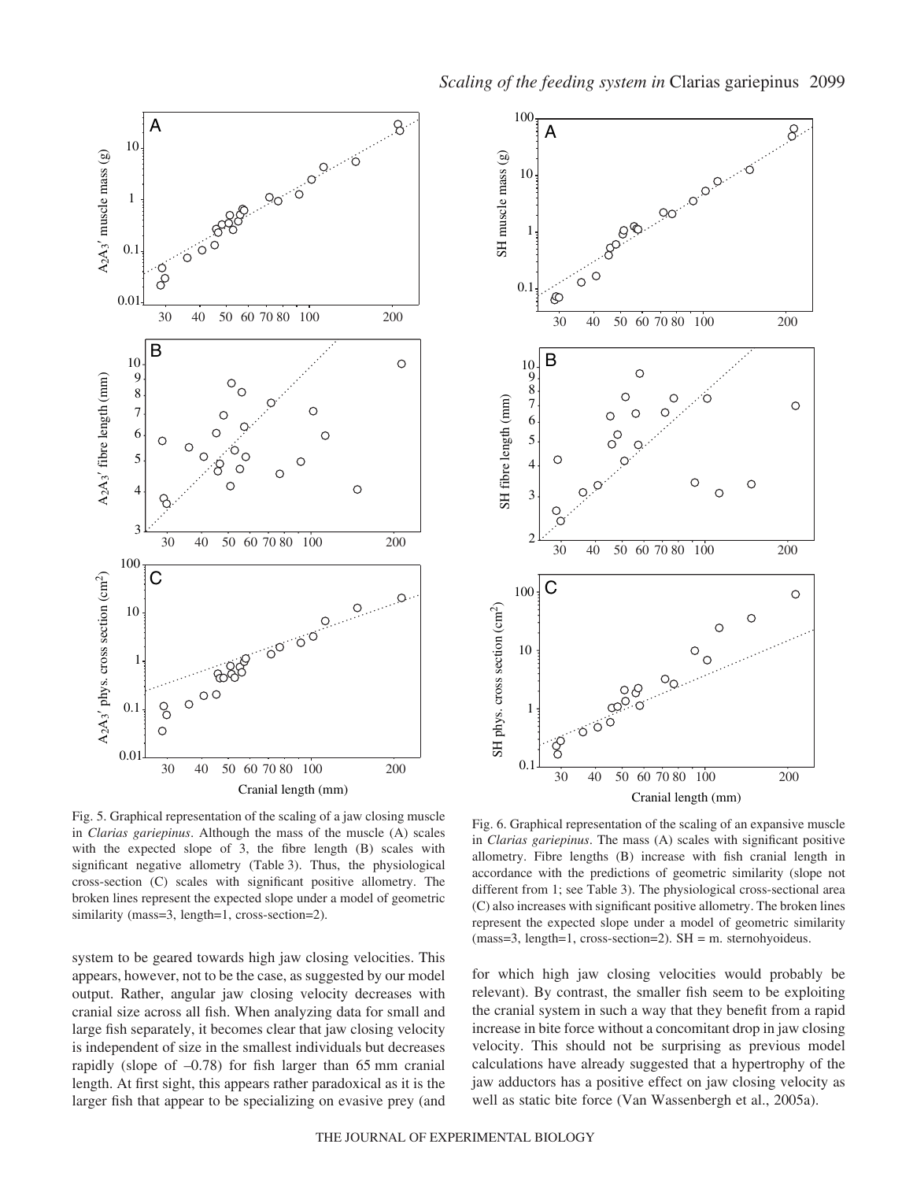Fig. 5. Graphical representation of the scaling of a jaw closing muscle in *Clarias gariepinus*. Although the mass of the muscle (A) scales with the expected slope of 3, the fibre length (B) scales with significant negative allometry (Table 3). Thus, the physiological cross-section (C) scales with significant positive allometry. The broken lines represent the expected slope under a model of geometric similarity (mass=3, length=1, cross-section=2).

Fig. 6. Graphical representation of the scaling of an expansive muscle in *Clarias gariepinus*. The mass (A) scales with significant positive allometry. Fibre lengths (B) increase with fish cranial length in accordance with the predictions of geometric similarity (slope not different from 1; see Table 3). The physiological cross-sectional area (C) also increases with significant positive allometry. The broken lines represent the expected slope under a model of geometric similarity (mass=3, length=1, cross-section=2). SH = m. sternohyoideus.

system to be geared towards high jaw closing velocities. This appears, however, not to be the case, as suggested by our model output. Rather, angular jaw closing velocity decreases with cranial size across all fish. When analyzing data for small and large fish separately, it becomes clear that jaw closing velocity is independent of size in the smallest individuals but decreases rapidly (slope of –0.78) for fish larger than 65 mm cranial length. At first sight, this appears rather paradoxical as it is the larger fish that appear to be specializing on evasive prey (and for which high jaw closing velocities would probably be relevant). By contrast, the smaller fish seem to be exploiting the cranial system in such a way that they benefit from a rapid increase in bite force without a concomitant drop in jaw closing velocity. This should not be surprising as previous model calculations have already suggested that a hypertrophy of the jaw adductors has a positive effect on jaw closing velocity as well as static bite force (Van Wassenbergh et al., 2005a).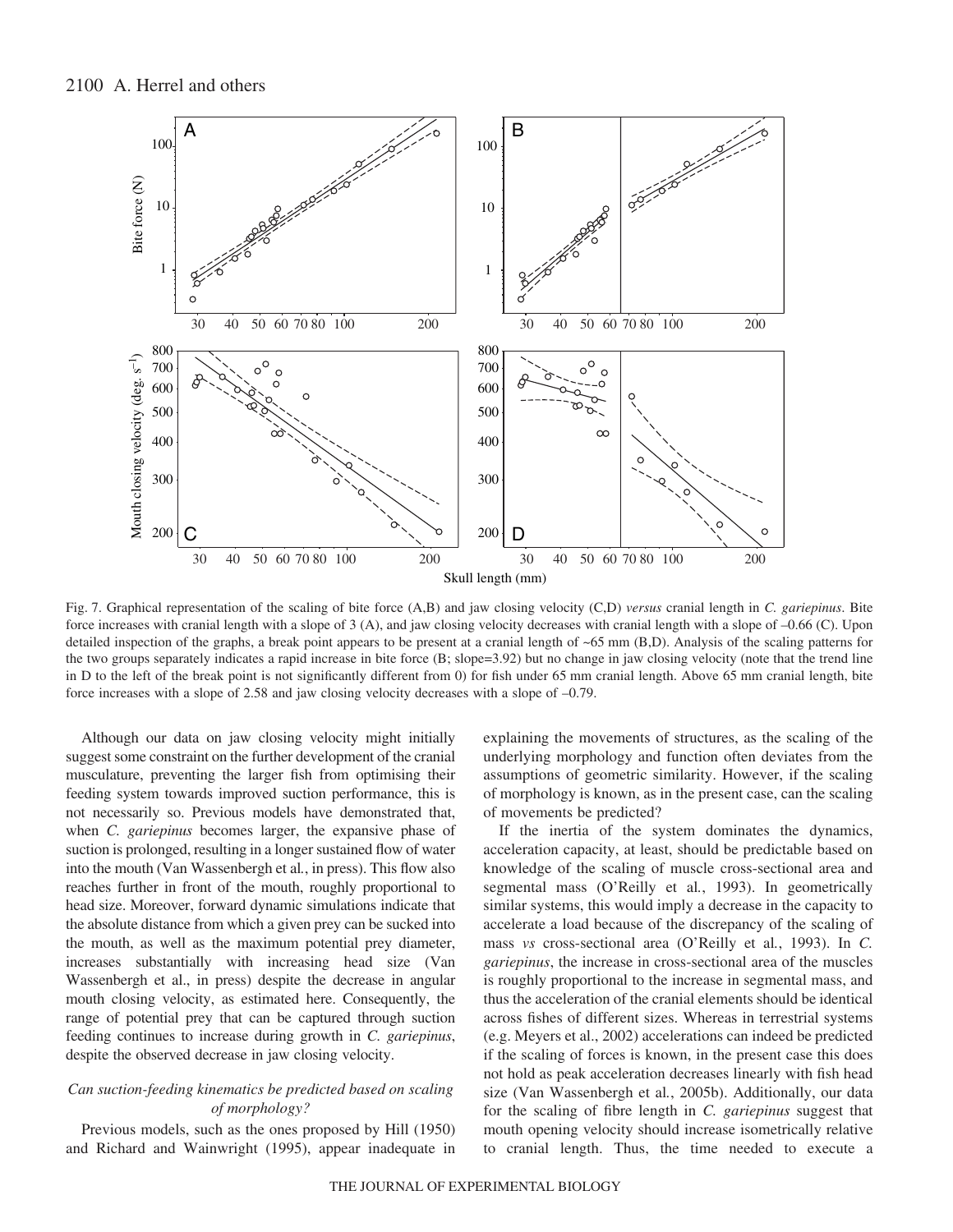Fig. 7. Graphical representation of the scaling of bite force (A,B) and jaw closing velocity (C,D) *versus* cranial length in *C. gariepinus*. Bite force increases with cranial length with a slope of 3 (A), and jaw closing velocity decreases with cranial length with a slope of –0.66 (C). Upon detailed inspection of the graphs, a break point appears to be present at a cranial length of ~65 mm (B,D). Analysis of the scaling patterns for the two groups separately indicates a rapid increase in bite force (B; slope=3.92) but no change in jaw closing velocity (note that the trend line in D to the left of the break point is not significantly different from 0) for fish under 65 mm cranial length. Above 65 mm cranial length, bite force increases with a slope of 2.58 and jaw closing velocity decreases with a slope of –0.79.

Although our data on jaw closing velocity might initially suggest some constraint on the further development of the cranial musculature, preventing the larger fish from optimising their feeding system towards improved suction performance, this is not necessarily so. Previous models have demonstrated that, when *C. gariepinus* becomes larger, the expansive phase of suction is prolonged, resulting in a longer sustained flow of water into the mouth (Van Wassenbergh et al., in press). This flow also reaches further in front of the mouth, roughly proportional to head size. Moreover, forward dynamic simulations indicate that the absolute distance from which a given prey can be sucked into the mouth, as well as the maximum potential prey diameter, increases substantially with increasing head size (Van Wassenbergh et al., in press) despite the decrease in angular mouth closing velocity, as estimated here. Consequently, the range of potential prey that can be captured through suction feeding continues to increase during growth in *C. gariepinus*, despite the observed decrease in jaw closing velocity.

### *Can suction-feeding kinematics be predicted based on scaling of morphology?*

Previous models, such as the ones proposed by Hill (1950) and Richard and Wainwright (1995), appear inadequate in explaining the movements of structures, as the scaling of the underlying morphology and function often deviates from the assumptions of geometric similarity. However, if the scaling of morphology is known, as in the present case, can the scaling of movements be predicted?

If the inertia of the system dominates the dynamics, acceleration capacity, at least, should be predictable based on knowledge of the scaling of muscle cross-sectional area and segmental mass (O'Reilly et al., 1993). In geometrically similar systems, this would imply a decrease in the capacity to accelerate a load because of the discrepancy of the scaling of mass *vs* cross-sectional area (O'Reilly et al., 1993). In *C. gariepinus*, the increase in cross-sectional area of the muscles is roughly proportional to the increase in segmental mass, and thus the acceleration of the cranial elements should be identical across fishes of different sizes. Whereas in terrestrial systems (e.g. Meyers et al., 2002) accelerations can indeed be predicted if the scaling of forces is known, in the present case this does not hold as peak acceleration decreases linearly with fish head size (Van Wassenbergh et al., 2005b). Additionally, our data for the scaling of fibre length in *C. gariepinus* suggest that mouth opening velocity should increase isometrically relative to cranial length. Thus, the time needed to execute a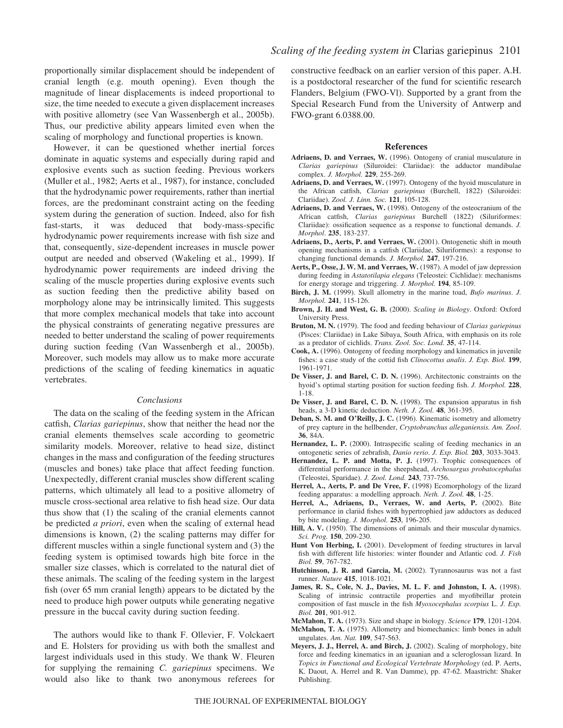proportionally similar displacement should be independent of cranial length (e.g. mouth opening). Even though the magnitude of linear displacements is indeed proportional to size, the time needed to execute a given displacement increases with positive allometry (see Van Wassenbergh et al., 2005b). Thus, our predictive ability appears limited even when the scaling of morphology and functional properties is known.

However, it can be questioned whether inertial forces dominate in aquatic systems and especially during rapid and explosive events such as suction feeding. Previous workers (Muller et al., 1982; Aerts et al., 1987), for instance, concluded that the hydrodynamic power requirements, rather than inertial forces, are the predominant constraint acting on the feeding system during the generation of suction. Indeed, also for fish fast-starts, it was deduced that body-mass-specific hydrodynamic power requirements increase with fish size and that, consequently, size-dependent increases in muscle power output are needed and observed (Wakeling et al., 1999). If hydrodynamic power requirements are indeed driving the scaling of the muscle properties during explosive events such as suction feeding then the predictive ability based on morphology alone may be intrinsically limited. This suggests that more complex mechanical models that take into account the physical constraints of generating negative pressures are needed to better understand the scaling of power requirements during suction feeding (Van Wassenbergh et al., 2005b). Moreover, such models may allow us to make more accurate predictions of the scaling of feeding kinematics in aquatic vertebrates.

### *Conclusions*

The data on the scaling of the feeding system in the African catfish, *Clarias gariepinus*, show that neither the head nor the cranial elements themselves scale according to geometric similarity models. Moreover, relative to head size, distinct changes in the mass and configuration of the feeding structures (muscles and bones) take place that affect feeding function. Unexpectedly, different cranial muscles show different scaling patterns, which ultimately all lead to a positive allometry of muscle cross-sectional area relative to fish head size. Our data thus show that (1) the scaling of the cranial elements cannot be predicted *a priori*, even when the scaling of external head dimensions is known, (2) the scaling patterns may differ for different muscles within a single functional system and (3) the feeding system is optimised towards high bite force in the smaller size classes, which is correlated to the natural diet of these animals. The scaling of the feeding system in the largest fish (over 65 mm cranial length) appears to be dictated by the need to produce high power outputs while generating negative pressure in the buccal cavity during suction feeding.

The authors would like to thank F. Ollevier, F. Volckaert and E. Holsters for providing us with both the smallest and largest individuals used in this study. We thank W. Fleuren for supplying the remaining *C. gariepinus* specimens. We would also like to thank two anonymous referees for constructive feedback on an earlier version of this paper. A.H. is a postdoctoral researcher of the fund for scientific research Flanders, Belgium (FWO-Vl). Supported by a grant from the Special Research Fund from the University of Antwerp and FWO-grant 6.0388.00.

## References

**Adriaens, D. and Verraes, W.** (1996). Ontogeny of cranial musculature in *Clarias gariepinus* (Siluroidei: Clariidae): the adductor mandibulae complex. *J. Morphol.* **229**, 255-269.

**Adriaens, D. and Verraes, W.** (1997). Ontogeny of the hyoid musculature in the African catfish, *Clarias gariepinus* (Burchell, 1822) (Siluroidei: Clariidae). *Zool. J. Linn. Soc.* **121**, 105-128.

**Adriaens, D. and Verraes, W.** (1998). Ontogeny of the osteocranium of the African catfish, *Clarias gariepinus* Burchell (1822) (Siluriformes: Clariidae): ossification sequence as a response to functional demands. *J. Morphol*. **235**, 183-237.

**Adriaens, D., Aerts, P. and Verraes, W.** (2001). Ontogenetic shift in mouth opening mechanisms in a catfish (Clariidae, Siluriformes): a response to changing functional demands. *J. Morphol.* **247**, 197-216.

**Aerts, P., Osse, J. W. M. and Verraes, W.** (1987). A model of jaw depression during feeding in *Astatotilapia elegans* (Teleostei: Cichlidae): mechanisms for energy storage and triggering. *J. Morphol.* **194**, 85-109.

**Birch, J. M.** (1999). Skull allometry in the marine toad, *Bufo marinus*. *J. Morphol.* **241**, 115-126.

**Brown, J. H. and West, G. B.** (2000). *Scaling in Biology*. Oxford: Oxford University Press.

**Bruton, M. N.** (1979). The food and feeding behaviour of *Clarias gariepinus* (Pisces: Clariidae) in Lake Sibaya, South Africa, with emphasis on its role as a predator of cichlids. *Trans. Zool. Soc. Lond.* **35**, 47-114.

**Cook, A.** (1996). Ontogeny of feeding morphology and kinematics in juvenile fishes: a case study of the cottid fish *Clinocottus analis*. *J. Exp. Biol.* **199**, 1961-1971.

**De Visser, J. and Barel, C. D. N.** (1996). Architectonic constraints on the hyoid's optimal starting position for suction feeding fish. *J. Morphol.* **228**, 1-18.

**De Visser, J. and Barel, C. D. N.** (1998). The expansion apparatus in fish heads, a 3-D kinetic deduction. *Neth. J. Zool.* **48**, 361-395.

**Deban, S. M. and O'Reilly, J. C.** (1996). Kinematic isometry and allometry of prey capture in the hellbender, *Cryptobranchus alleganiensis*. *Am. Zool*. **36**, 84A.

**Hernandez, L. P.** (2000). Intraspecific scaling of feeding mechanics in an ontogenetic series of zebrafish, *Danio rerio*. *J. Exp. Biol.* **203**, 3033-3043.

**Hernandez, L. P. and Motta, P. J.** (1997). Trophic consequences of differential performance in the sheepshead, *Archosargus probatocephalus* (Teleostei, Sparidae). *J. Zool. Lond.* **243**, 737-756.

**Herrel, A., Aerts, P. and De Vree, F.** (1998) Ecomorphology of the lizard feeding apparatus: a modelling approach. *Neth. J. Zool.* **48**, 1-25.

**Herrel, A., Adriaens, D., Verraes, W. and Aerts, P.** (2002). Bite performance in clariid fishes with hypertrophied jaw adductors as deduced by bite modeling. *J. Morphol.* **253**, 196-205.

**Hill, A. V.** (1950). The dimensions of animals and their muscular dynamics. *Sci. Prog.* **150**, 209-230.

**Hunt Von Herbing, I.** (2001). Development of feeding structures in larval fish with different life histories: winter flounder and Atlantic cod. *J. Fish Biol.* **59**, 767-782.

**Hutchinson, J. R. and Garcia, M.** (2002). Tyrannosaurus was not a fast runner. *Nature* **415**, 1018-1021.

**James, R. S., Cole, N. J., Davies, M. L. F. and Johnston, I. A.** (1998). Scaling of intrinsic contractile properties and myofibrillar protein composition of fast muscle in the fish *Myoxocephalus scorpius* L. *J. Exp. Biol.* **201**, 901-912.

**McMahon, T. A.** (1973). Size and shape in biology. *Science* **179**, 1201-1204.

**McMahon, T. A.** (1975). Allometry and biomechanics: limb bones in adult ungulates. *Am. Nat.* **109**, 547-563.

**Meyers, J. J., Herrel, A. and Birch, J.** (2002). Scaling of morphology, bite force and feeding kinematics in an iguanian and a scleroglossan lizard. In *Topics in Functional and Ecological Vertebrate Morphology* (ed. P. Aerts, K. Daout, A. Herrel and R. Van Damme), pp. 47-62. Maastricht: Shaker Publishing.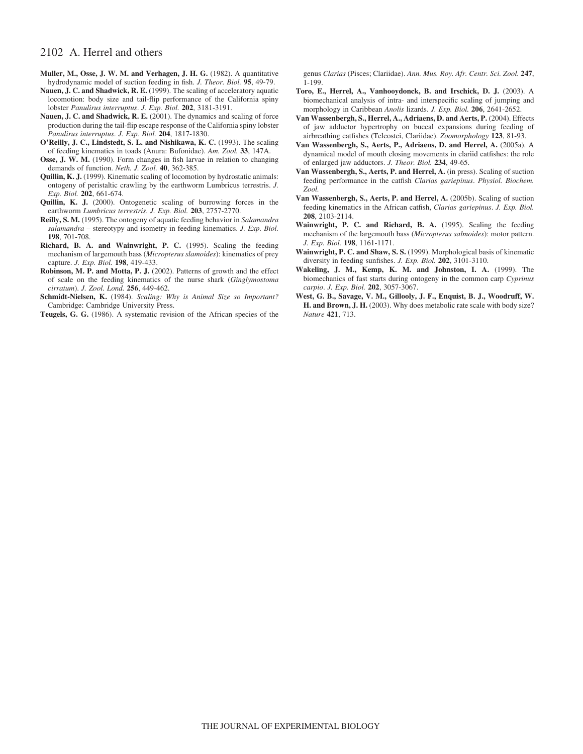**Muller, M., Osse, J. W. M. and Verhagen, J. H. G.** (1982). A quantitative hydrodynamic model of suction feeding in fish. *J. Theor. Biol.* **95**, 49-79.

**Nauen, J. C. and Shadwick, R. E.** (1999). The scaling of acceleratory aquatic locomotion: body size and tail-flip performance of the California spiny lobster *Panulirus interruptus*. *J. Exp. Biol.* **202**, 3181-3191.

**Nauen, J. C. and Shadwick, R. E.** (2001). The dynamics and scaling of force production during the tail-flip escape response of the California spiny lobster *Panulirus interruptus*. *J. Exp. Biol.* **204**, 1817-1830.

**O'Reilly, J. C., Lindstedt, S. L. and Nishikawa, K. C.** (1993). The scaling of feeding kinematics in toads (Anura: Bufonidae). *Am. Zool.* **33**, 147A.

**Osse, J. W. M.** (1990). Form changes in fish larvae in relation to changing demands of function. *Neth. J. Zool.* **40**, 362-385.

**Quillin, K. J.** (1999). Kinematic scaling of locomotion by hydrostatic animals: ontogeny of peristaltic crawling by the earthworm Lumbricus terrestris. *J. Exp. Biol.* **202**, 661-674.

**Quillin, K. J.** (2000). Ontogenetic scaling of burrowing forces in the earthworm *Lumbricus terrestris*. *J. Exp. Biol.* **203**, 2757-2770.

**Reilly, S. M.** (1995). The ontogeny of aquatic feeding behavior in *Salamandra salamandra* – stereotypy and isometry in feeding kinematics. *J. Exp. Biol.* **198**, 701-708.

**Richard, B. A. and Wainwright, P. C.** (1995). Scaling the feeding mechanism of largemouth bass (*Micropterus slamoides*): kinematics of prey capture. *J. Exp. Biol.* **198**, 419-433.

**Robinson, M. P. and Motta, P. J.** (2002). Patterns of growth and the effect of scale on the feeding kinematics of the nurse shark (*Ginglymostoma cirratum*). *J. Zool. Lond.* **256**, 449-462.

**Schmidt-Nielsen, K.** (1984). *Scaling: Why is Animal Size so Important?* Cambridge: Cambridge University Press.

**Teugels, G. G.** (1986). A systematic revision of the African species of the genus *Clarias* (Pisces; Clariidae). *Ann. Mus. Roy. Afr. Centr. Sci. Zool.* **247**, 1-199.

**Toro, E., Herrel, A., Vanhooydonck, B. and Irschick, D. J.** (2003). A biomechanical analysis of intra- and interspecific scaling of jumping and morphology in Caribbean *Anolis* lizards. *J. Exp. Biol.* **206**, 2641-2652.

**Van Wassenbergh, S., Herrel, A., Adriaens, D. and Aerts, P.** (2004). Effects of jaw adductor hypertrophy on buccal expansions during feeding of airbreathing catfishes (Teleostei, Clariidae). *Zoomorphology* **123**, 81-93.

**Van Wassenbergh, S., Aerts, P., Adriaens, D. and Herrel, A.** (2005a). A dynamical model of mouth closing movements in clariid catfishes: the role of enlarged jaw adductors. *J. Theor. Biol.* **234**, 49-65.

**Van Wassenbergh, S., Aerts, P. and Herrel, A.** (in press). Scaling of suction feeding performance in the catfish *Clarias gariepinus*. *Physiol. Biochem. Zool.*

**Van Wassenbergh, S., Aerts, P. and Herrel, A.** (2005b). Scaling of suction feeding kinematics in the African catfish, *Clarias gariepinus*. *J. Exp. Biol.* **208**, 2103-2114.

**Wainwright, P. C. and Richard, B. A.** (1995). Scaling the feeding mechanism of the largemouth bass (*Micropterus salmoides*): motor pattern. *J. Exp. Biol.* **198**, 1161-1171.

**Wainwright, P. C. and Shaw, S. S.** (1999). Morphological basis of kinematic diversity in feeding sunfishes. *J. Exp. Biol.* **202**, 3101-3110.

**Wakeling, J. M., Kemp, K. M. and Johnston, I. A.** (1999). The biomechanics of fast starts during ontogeny in the common carp *Cyprinus carpio*. *J. Exp. Biol.* **202**, 3057-3067.

**West, G. B., Savage, V. M., Gillooly, J. F., Enquist, B. J., Woodruff, W. H. and Brown, J. H.** (2003). Why does metabolic rate scale with body size? *Nature* **421**, 713.